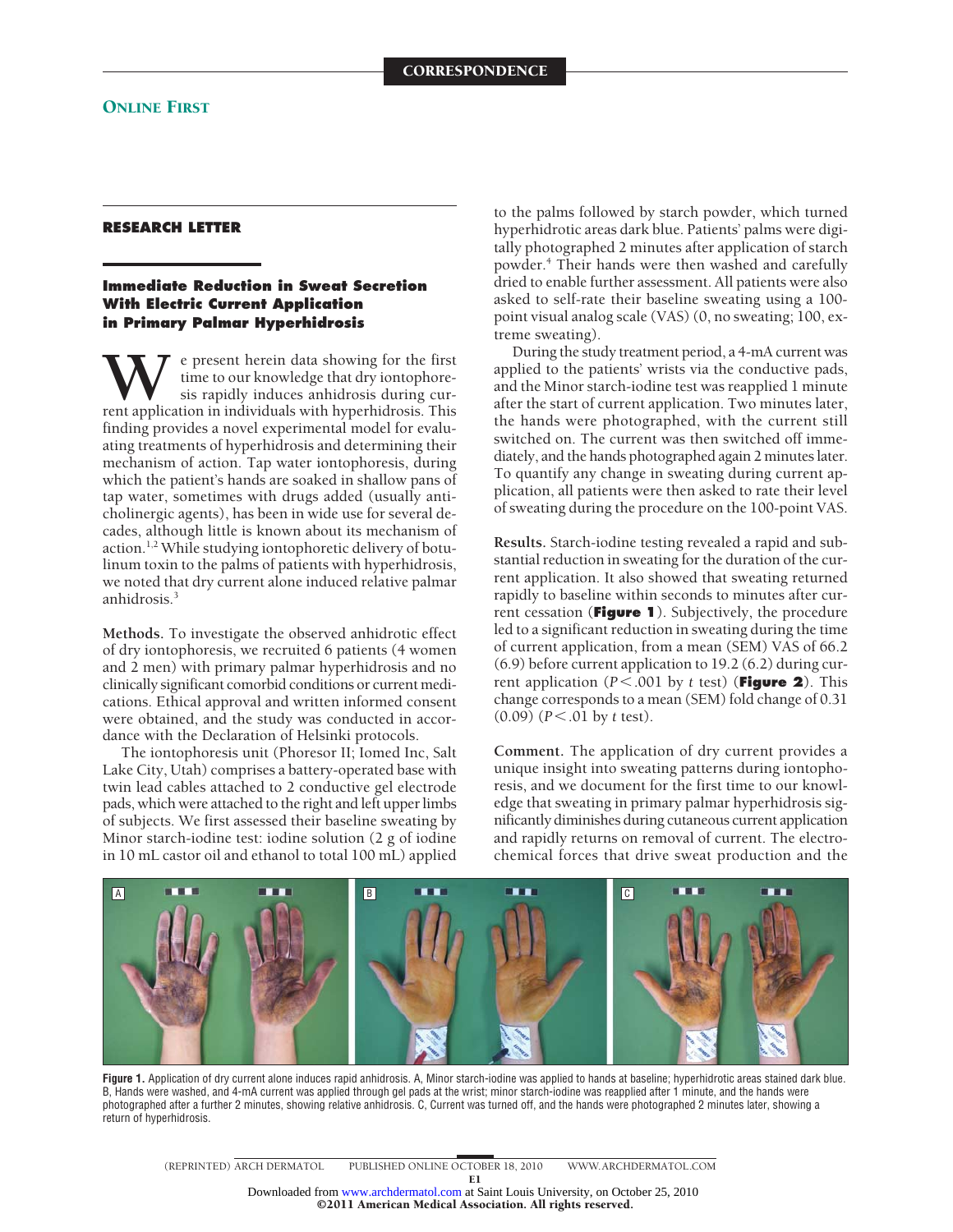CORRESPONDENCE

ONLINE FIRST

**RESEARCH LETTER**

## Immediate Reduction in Sweat Secretion With Electric Current Application in Primary Palmar Hyperhidrosis

We present herein data showing for the first time to our knowledge that dry iontophoresis rapidly induces anhidrosis during current application in individuals with hyperhidrosis. This finding provides a novel experimental model for evaluating treatments of hyperhidrosis and determining their mechanism of action. Tap water iontophoresis, during which the patient's hands are soaked in shallow pans of tap water, sometimes with drugs added (usually anticholinergic agents), has been in wide use for several decades, although little is known about its mechanism of action.[1,2] While studying iontophoretic delivery of botulinum toxin to the palms of patients with hyperhidrosis, we noted that dry current alone induced relative palmar anhidrosis.[3]

**Methods.** To investigate the observed anhidrotic effect of dry iontophoresis, we recruited 6 patients (4 women and 2 men) with primary palmar hyperhidrosis and no clinically significant comorbid conditions or current medications. Ethical approval and written informed consent were obtained, and the study was conducted in accordance with the Declaration of Helsinki protocols.

The iontophoresis unit (Phoresor II; Iomed Inc, Salt Lake City, Utah) comprises a battery-operated base with twin lead cables attached to 2 conductive gel electrode pads, which were attached to the right and left upper limbs of subjects. We first assessed their baseline sweating by Minor starch-iodine test: iodine solution (2 g of iodine in 10 mL castor oil and ethanol to total 100 mL) applied to the palms followed by starch powder, which turned hyperhidrotic areas dark blue. Patients' palms were digitally photographed 2 minutes after application of starch powder.[4] Their hands were then washed and carefully dried to enable further assessment. All patients were also asked to self-rate their baseline sweating using a 100-point visual analog scale (VAS) (0, no sweating; 100, extreme sweating).

During the study treatment period, a 4-mA current was applied to the patients' wrists via the conductive pads, and the Minor starch-iodine test was reapplied 1 minute after the start of current application. Two minutes later, the hands were photographed, with the current still switched on. The current was then switched off immediately, and the hands photographed again 2 minutes later. To quantify any change in sweating during current application, all patients were then asked to rate their level of sweating during the procedure on the 100-point VAS.

**Results.** Starch-iodine testing revealed a rapid and substantial reduction in sweating for the duration of the current application. It also showed that sweating returned rapidly to baseline within seconds to minutes after current cessation (**Figure 1**). Subjectively, the procedure led to a significant reduction in sweating during the time of current application, from a mean (SEM) VAS of 66.2 (6.9) before current application to 19.2 (6.2) during current application ($P < .001$ by $t$ test) (**Figure 2**). This change corresponds to a mean (SEM) fold change of 0.31 (0.09) ($P < .01$ by $t$ test).

**Comment.** The application of dry current provides a unique insight into sweating patterns during iontophoresis, and we document for the first time to our knowledge that sweating in primary palmar hyperhidrosis significantly diminishes during cutaneous current application and rapidly returns on removal of current. The electrochemical forces that drive sweat production and the

**Figure 1.** Application of dry current alone induces rapid anhidrosis. A, Minor starch-iodine was applied to hands at baseline; hyperhidrotic areas stained dark blue. B, Hands were washed, and 4-mA current was applied through gel pads at the wrist; minor starch-iodine was reapplied after 1 minute, and the hands were photographed after a further 2 minutes, showing relative anhidrosis. C, Current was turned off, and the hands were photographed 2 minutes later, showing a return of hyperhidrosis.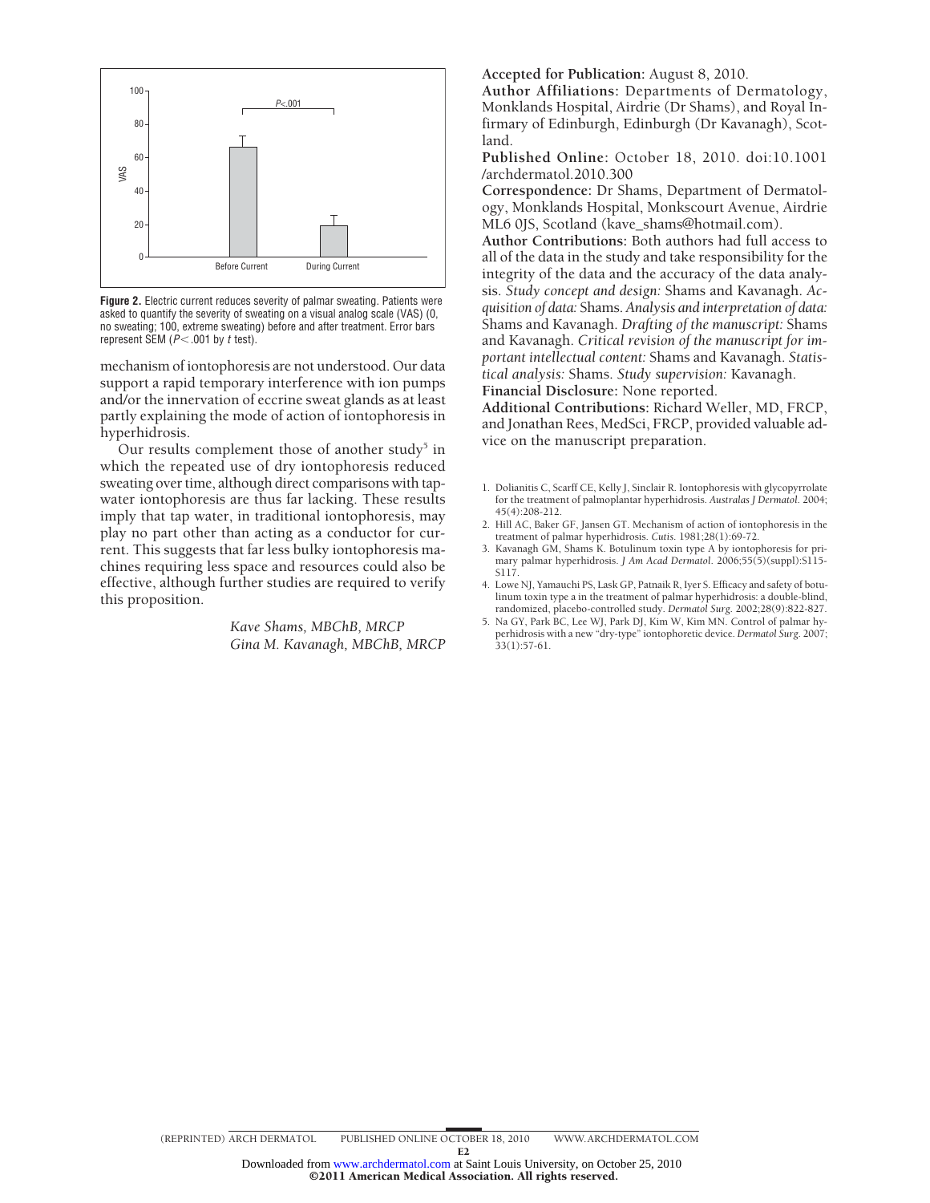100
80
60
40
20
0
VAS
P<.001
Before Current
During Current

**Figure 2.** Electric current reduces severity of palmar sweating. Patients were asked to quantify the severity of sweating on a visual analog scale (VAS) (0, no sweating; 100, extreme sweating) before and after treatment. Error bars represent SEM ($P < .001$ by *t* test).

mechanism of iontophoresis are not understood. Our data support a rapid temporary interference with ion pumps and/or the innervation of eccrine sweat glands as at least partly explaining the mode of action of iontophoresis in hyperhidrosis.

Our results complement those of another study[5] in which the repeated use of dry iontophoresis reduced sweating over time, although direct comparisons with tap-water iontophoresis are thus far lacking. These results imply that tap water, in traditional iontophoresis, may play no part other than acting as a conductor for current. This suggests that far less bulky iontophoresis machines requiring less space and resources could also be effective, although further studies are required to verify this proposition.

*Kave Shams, MBChB, MRCP*
*Gina M. Kavanagh, MBChB, MRCP*

**Accepted for Publication:** August 8, 2010.

**Author Affiliations:** Departments of Dermatology, Monklands Hospital, Airdrie (Dr Shams), and Royal Infirmary of Edinburgh, Edinburgh (Dr Kavanagh), Scotland.

**Published Online:** October 18, 2010. doi:10.1001/archdermatol.2010.300

**Correspondence:** Dr Shams, Department of Dermatology, Monklands Hospital, Monkscourt Avenue, Airdrie ML6 0JS, Scotland (kave_shams@hotmail.com).

**Author Contributions:** Both authors had full access to all of the data in the study and take responsibility for the integrity of the data and the accuracy of the data analysis. *Study concept and design:* Shams and Kavanagh. *Acquisition of data:* Shams. *Analysis and interpretation of data:* Shams and Kavanagh. *Drafting of the manuscript:* Shams and Kavanagh. *Critical revision of the manuscript for important intellectual content:* Shams and Kavanagh. *Statistical analysis:* Shams. *Study supervision:* Kavanagh.

**Financial Disclosure:** None reported.

**Additional Contributions:** Richard Weller, MD, FRCP, and Jonathan Rees, MedSci, FRCP, provided valuable advice on the manuscript preparation.

1. Dolianitis C, Scarff CE, Kelly J, Sinclair R. Iontophoresis with glycopyrrolate for the treatment of palmoplantar hyperhidrosis. *Australas J Dermatol.* 2004;45(4):208-212.
2. Hill AC, Baker GF, Jansen GT. Mechanism of action of iontophoresis in the treatment of palmar hyperhidrosis. *Cutis.* 1981;28(1):69-72.
3. Kavanagh GM, Shams K. Botulinum toxin type A by iontophoresis for primary palmar hyperhidrosis. *J Am Acad Dermatol.* 2006;55(5)(suppl):S115-S117.
4. Lowe NJ, Yamauchi PS, Lask GP, Patnaik R, Iyer S. Efficacy and safety of botulinum toxin type a in the treatment of palmar hyperhidrosis: a double-blind, randomized, placebo-controlled study. *Dermatol Surg.* 2002;28(9):822-827.
5. Na GY, Park BC, Lee WJ, Park DJ, Kim W, Kim MN. Control of palmar hyperhidrosis with a new "dry-type" iontophoretic device. *Dermatol Surg.* 2007;33(1):57-61.